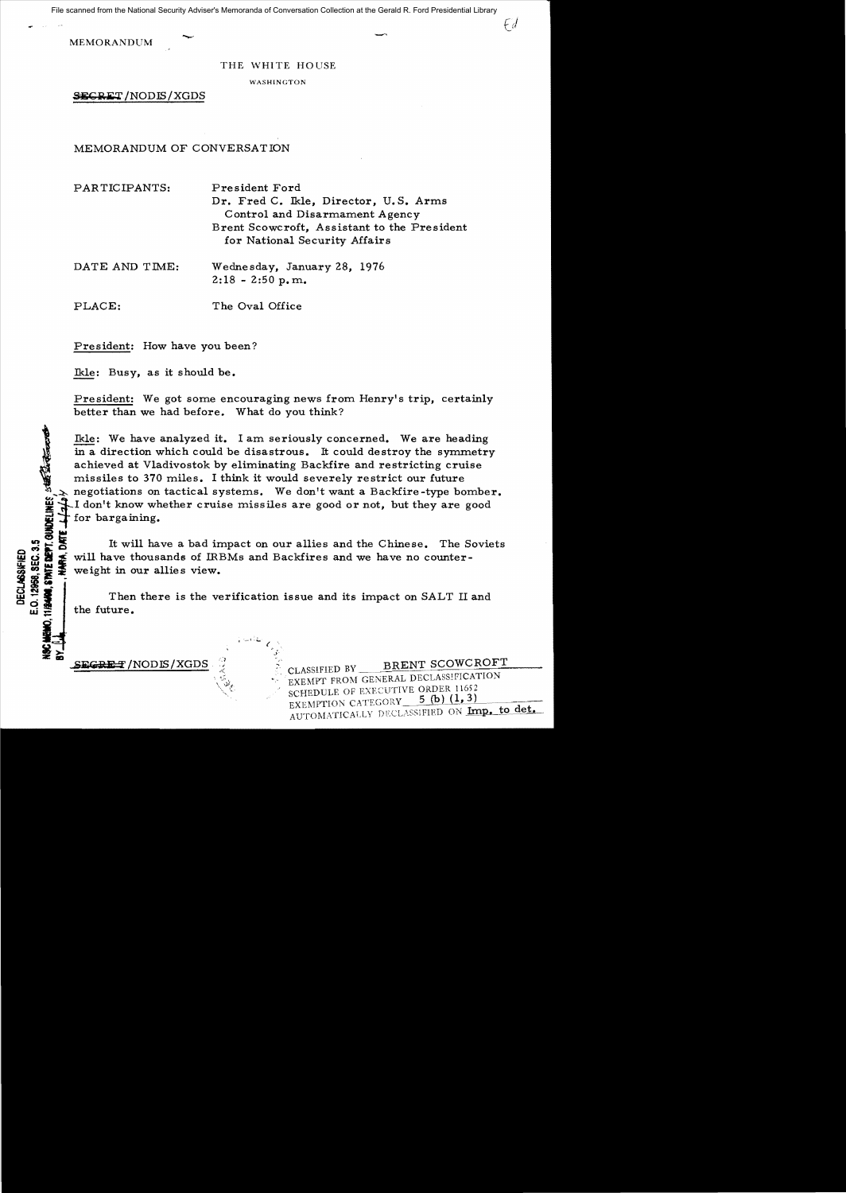MEMORANDUM

THE WHITE HOUSE

WASHINGTON

SECRET/NODIS/XGDS

MEMORANDUM OF CONVERSATION

PARTICIPANTS: President Ford
Dr. Fred C. Ikle, Director, U.S. Arms Control and Disarmament Agency
Brent Scowcroft, Assistant to the President for National Security Affairs

DATE AND TIME: Wednesday, January 28, 1976
2:18 - 2:50 p.m.

PLACE: The Oval Office

President: How have you been?

Ikle: Busy, as it should be.

President: We got some encouraging news from Henry's trip, certainly better than we had before. What do you think?

Ikle: We have analyzed it. I am seriously concerned. We are heading in a direction which could be disastrous. It could destroy the symmetry achieved at Vladivostok by eliminating Backfire and restricting cruise missiles to 370 miles. I think it would severely restrict our future negotiations on tactical systems. We don't want a Backfire-type bomber. I don't know whether cruise missiles are good or not, but they are good for bargaining.

It will have a bad impact on our allies and the Chinese. The Soviets will have thousands of IRBMs and Backfires and we have no counterweight in our allies view.

Then there is the verification issue and its impact on SALT II and the future.

SECRET/NODIS/XGDS

CLASSIFIED BY BRENT SCOWCROFT
EXEMPT FROM GENERAL DECLASSIFICATION
SCHEDULE OF EXECUTIVE ORDER 11652
EXEMPTION CATEGORY 5 (b) (1, 3)
AUTOMATICALLY DECLASSIFIED ON Imp. to det.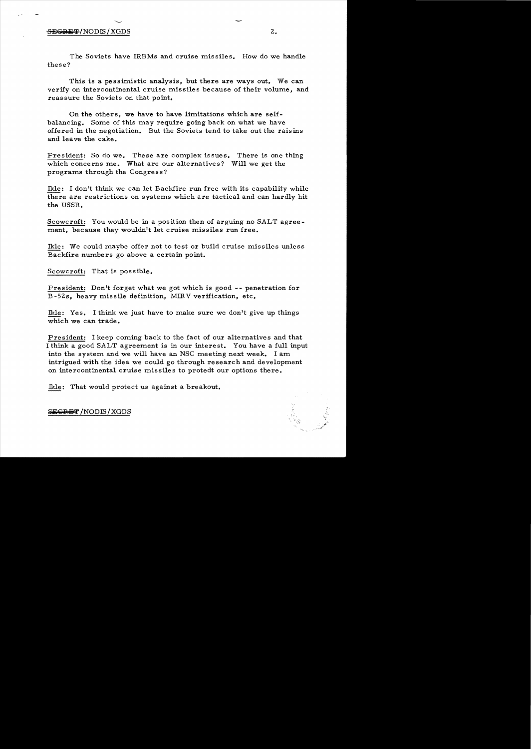The Soviets have IRBMs and cruise missiles. How do we handle these?

This is a pessimistic analysis, but there are ways out. We can verify on intercontinental cruise missiles because of their volume, and reassure the Soviets on that point.

On the others, we have to have limitations which are self-balancing. Some of this may require going back on what we have offered in the negotiation. But the Soviets tend to take out the raisins and leave the cake.

President: So do we. These are complex issues. There is one thing which concerns me. What are our alternatives? Will we get the programs through the Congress?

Ikle: I don't think we can let Backfire run free with its capability while there are restrictions on systems which are tactical and can hardly hit the USSR.

Scowcroft: You would be in a position then of arguing no SALT agreement, because they wouldn't let cruise missiles run free.

Ikle: We could maybe offer not to test or build cruise missiles unless Backfire numbers go above a certain point.

Scowcroft: That is possible.

President: Don't forget what we got which is good -- penetration for B-52s, heavy missile definition, MIRV verification, etc.

Ikle: Yes. I think we just have to make sure we don't give up things which we can trade.

President: I keep coming back to the fact of our alternatives and that I think a good SALT agreement is in our interest. You have a full input into the system and we will have an NSC meeting next week. I am intrigued with the idea we could go through research and development on intercontinental cruise missiles to protedt our options there.

Ikle: That would protect us against a breakout.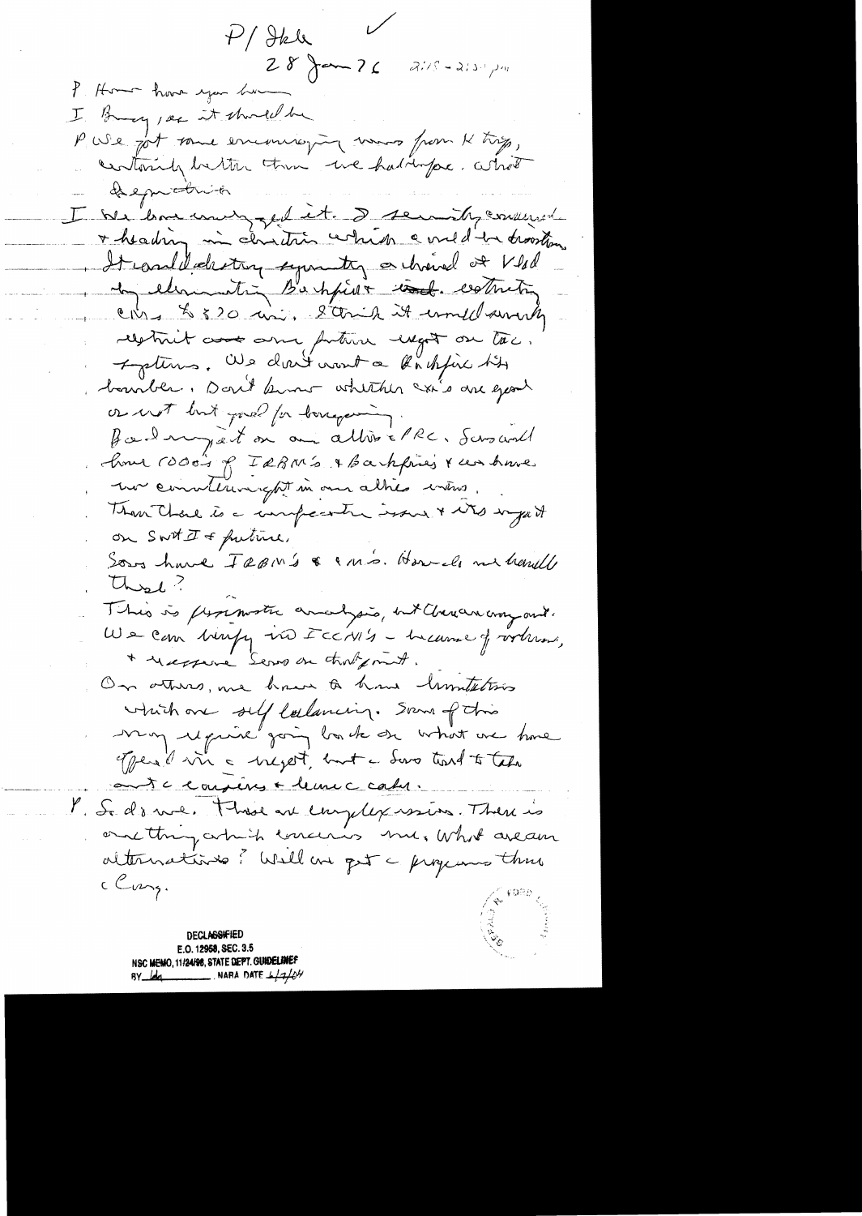P/Ikle ✓

28 Jan 76 2:15–2:35 pm

P How have you been

I Busy, as it should be

P We got some encouraging news from K trip, certainly better than we had before. What—

I We have only got it. I seriously concerned + heading in direction which could be disastrous. It could destroy symmetry achieved at Vlad by eliminating Backfire + not restricting CMs to 320 mi. I think it would severely restrict our future weapons on tac. systems. We don't want a Backfire type bomber. Don't know whether CM's are good or not but good for bargaining.

Bad impact on our allies & PRC. Soviets could have 1000's of IRBM's + Backfires & we have no countervailing in our allies eyes.

Then there is a verification issue & its impact on SALT II & future.

Sovs have IRBM's & CM's. How do we handle that?

This is proximate analysis, but there are many out. We can verify no ICBM's – because of volume, + pressure Sovs on that point.

On others, we have to have limitations which are self balancing. Some of this may require going back on what we have offered in a regard, but a Sovs tend to take out a cousins + leave a cake.

P So do we. Those are complex issues. There is one thing which concerns me. What are our alternatives? Will we get a program thru Cong.

DECLASSIFIED
E.O. 12958, SEC. 3.5
NSC MEMO, 11/24/98, STATE DEPT. GUIDELINES
BY ___ NARA DATE 1/7/04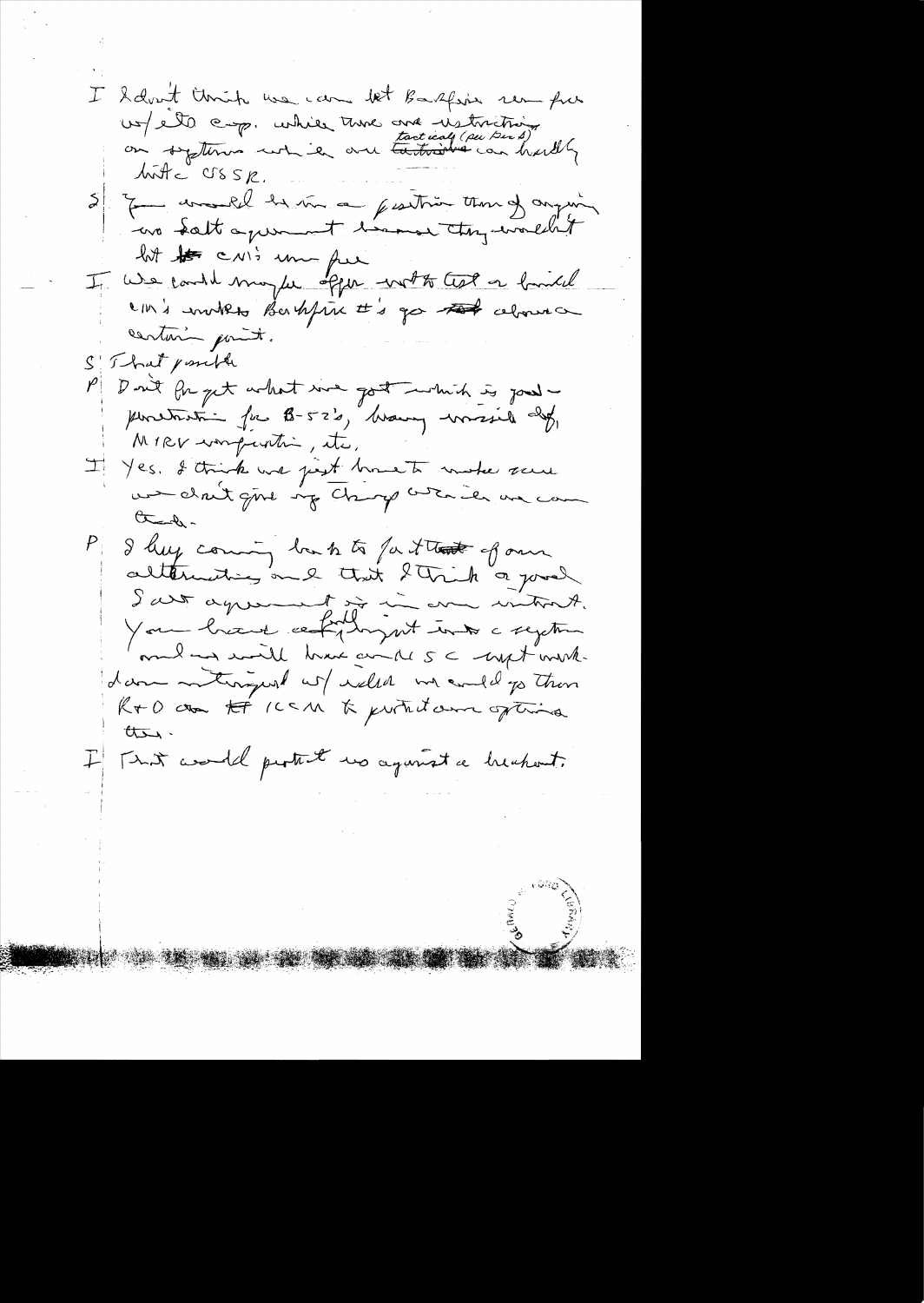I I don't think we can let Backfire run free w/ etc. exp. while there are restrictions on systems which are tactically (per Burs) can hardly hit USSR.

S You would be in a position then of arguing we SALT agreement because they wouldn't let ~~the~~ CM's run free

I We could maybe offer not to test or build CM's unless Backfire #'s go ~~that~~ above a certain point.

S That possible

P Don't forget what we got which is good — penetration for B-52's, heavy missile def, MIRV verification, etc.

I Yes. I think we just have to make sure we don't give up things which we can trade.

P I keep coming back to 1st ~~that~~ of our alternatives and that I think a good SALT agreement is in our interest. You haven't ~~each~~ fully put into a system and we will have under SC wept work-down ~~n~~ together w/ which we could go then R+D on ~~the~~ ICCM to protect our options there.

I That would protect us against a breakout.